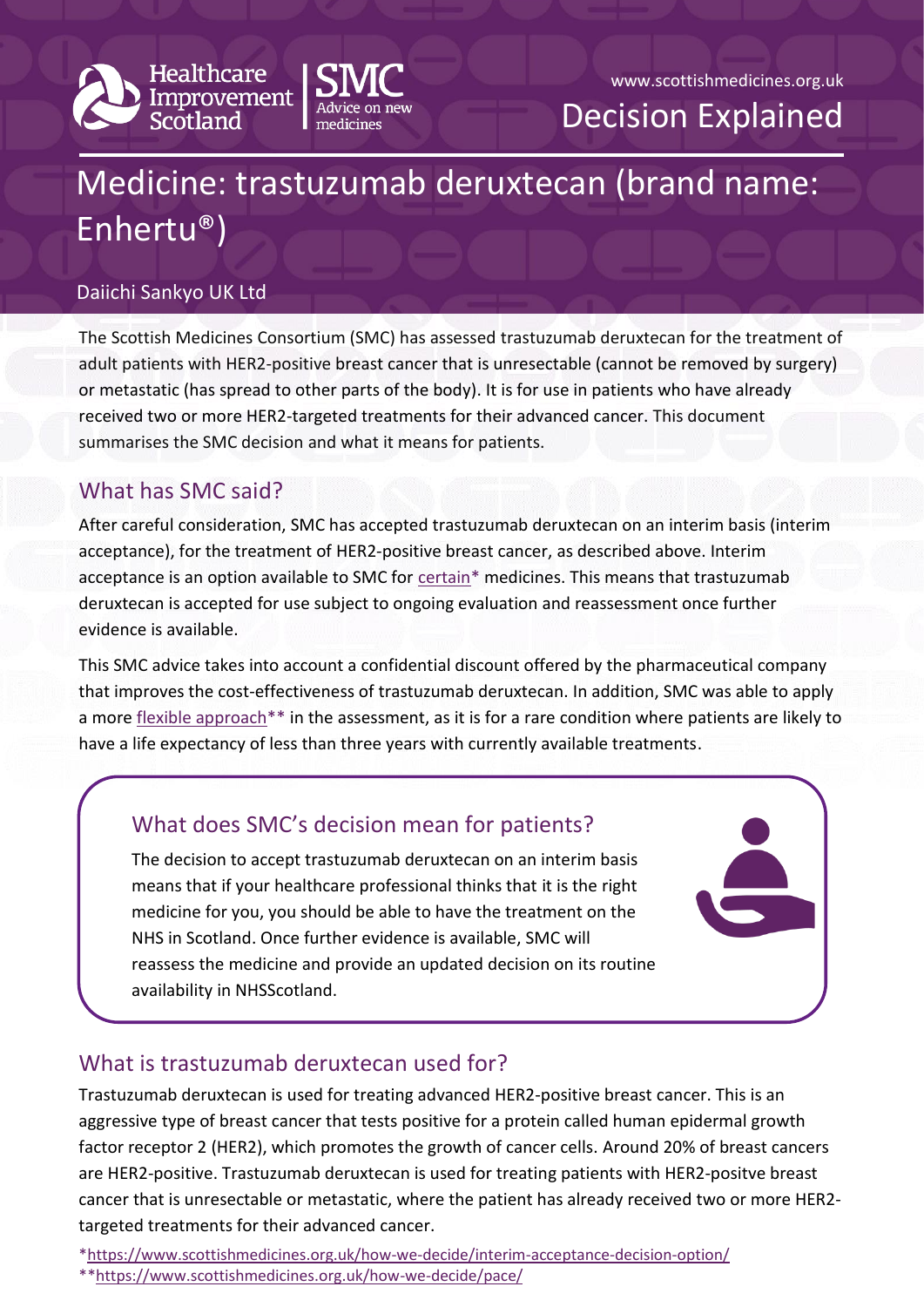Healthcare Improvement Scotland | SMC Advice on new medicines

www.scottishmedicines.org.uk

Decision Explained

# Medicine: trastuzumab deruxtecan (brand name: Enhertu®)

Daiichi Sankyo UK Ltd

The Scottish Medicines Consortium (SMC) has assessed trastuzumab deruxtecan for the treatment of adult patients with HER2-positive breast cancer that is unresectable (cannot be removed by surgery) or metastatic (has spread to other parts of the body). It is for use in patients who have already received two or more HER2-targeted treatments for their advanced cancer. This document summarises the SMC decision and what it means for patients.

## What has SMC said?

After careful consideration, SMC has accepted trastuzumab deruxtecan on an interim basis (interim acceptance), for the treatment of HER2-positive breast cancer, as described above. Interim acceptance is an option available to SMC for certain* medicines. This means that trastuzumab deruxtecan is accepted for use subject to ongoing evaluation and reassessment once further evidence is available.

This SMC advice takes into account a confidential discount offered by the pharmaceutical company that improves the cost-effectiveness of trastuzumab deruxtecan. In addition, SMC was able to apply a more flexible approach** in the assessment, as it is for a rare condition where patients are likely to have a life expectancy of less than three years with currently available treatments.

### What does SMC's decision mean for patients?

The decision to accept trastuzumab deruxtecan on an interim basis means that if your healthcare professional thinks that it is the right medicine for you, you should be able to have the treatment on the NHS in Scotland. Once further evidence is available, SMC will reassess the medicine and provide an updated decision on its routine availability in NHSScotland.

## What is trastuzumab deruxtecan used for?

Trastuzumab deruxtecan is used for treating advanced HER2-positive breast cancer. This is an aggressive type of breast cancer that tests positive for a protein called human epidermal growth factor receptor 2 (HER2), which promotes the growth of cancer cells. Around 20% of breast cancers are HER2-positive. Trastuzumab deruxtecan is used for treating patients with HER2-positve breast cancer that is unresectable or metastatic, where the patient has already received two or more HER2-targeted treatments for their advanced cancer.

*https://www.scottishmedicines.org.uk/how-we-decide/interim-acceptance-decision-option/

**https://www.scottishmedicines.org.uk/how-we-decide/pace/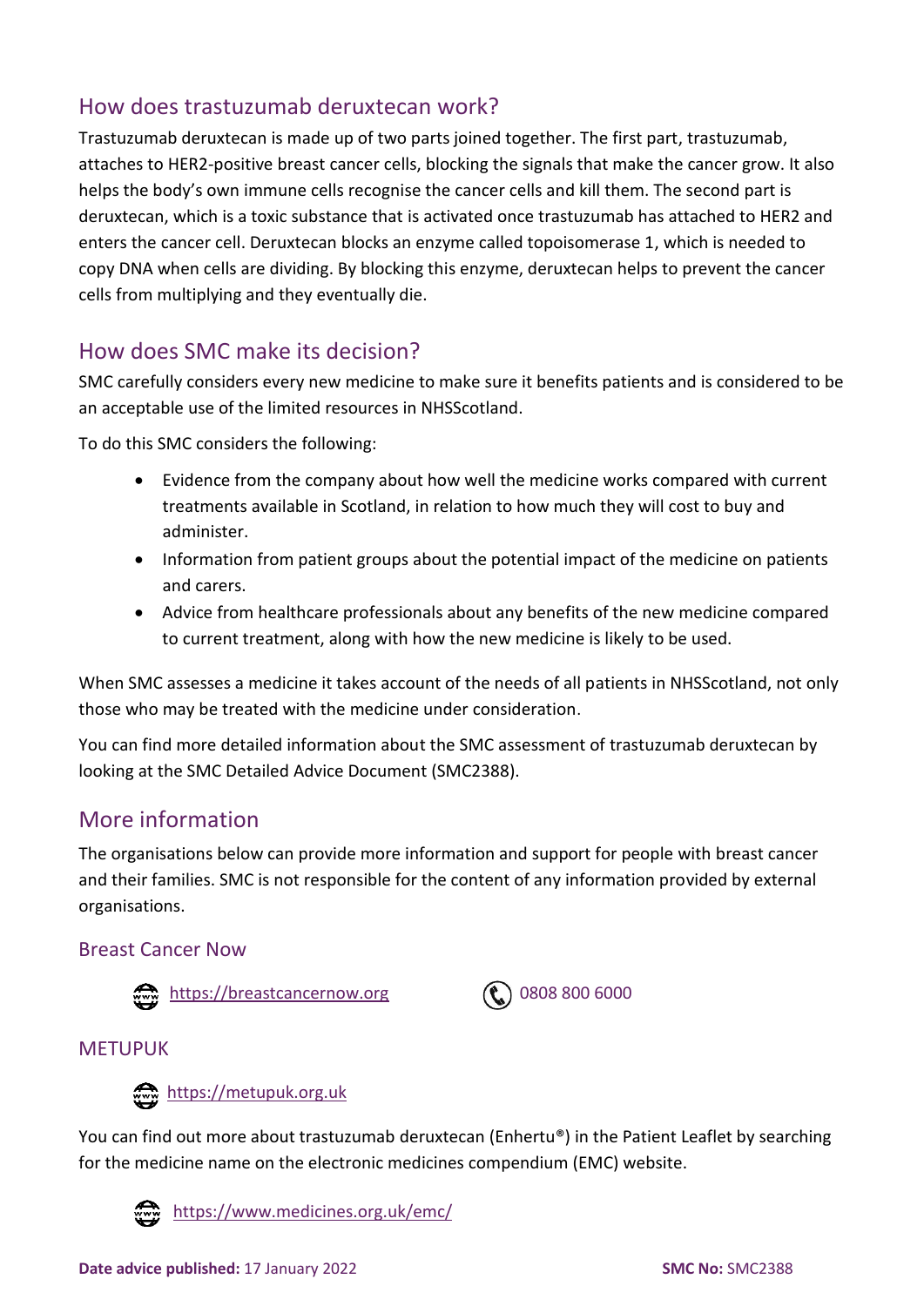## How does trastuzumab deruxtecan work?

Trastuzumab deruxtecan is made up of two parts joined together. The first part, trastuzumab, attaches to HER2-positive breast cancer cells, blocking the signals that make the cancer grow. It also helps the body's own immune cells recognise the cancer cells and kill them. The second part is deruxtecan, which is a toxic substance that is activated once trastuzumab has attached to HER2 and enters the cancer cell. Deruxtecan blocks an enzyme called topoisomerase 1, which is needed to copy DNA when cells are dividing. By blocking this enzyme, deruxtecan helps to prevent the cancer cells from multiplying and they eventually die.

## How does SMC make its decision?

SMC carefully considers every new medicine to make sure it benefits patients and is considered to be an acceptable use of the limited resources in NHSScotland.

To do this SMC considers the following:

- Evidence from the company about how well the medicine works compared with current treatments available in Scotland, in relation to how much they will cost to buy and administer.
- Information from patient groups about the potential impact of the medicine on patients and carers.
- Advice from healthcare professionals about any benefits of the new medicine compared to current treatment, along with how the new medicine is likely to be used.

When SMC assesses a medicine it takes account of the needs of all patients in NHSScotland, not only those who may be treated with the medicine under consideration.

You can find more detailed information about the SMC assessment of trastuzumab deruxtecan by looking at the SMC Detailed Advice Document (SMC2388).

## More information

The organisations below can provide more information and support for people with breast cancer and their families. SMC is not responsible for the content of any information provided by external organisations.

### Breast Cancer Now

https://breastcancernow.org    0808 800 6000

### METUPUK

https://metupuk.org.uk

You can find out more about trastuzumab deruxtecan (Enhertu®) in the Patient Leaflet by searching for the medicine name on the electronic medicines compendium (EMC) website.

https://www.medicines.org.uk/emc/

**Date advice published:** 17 January 2022    **SMC No:** SMC2388